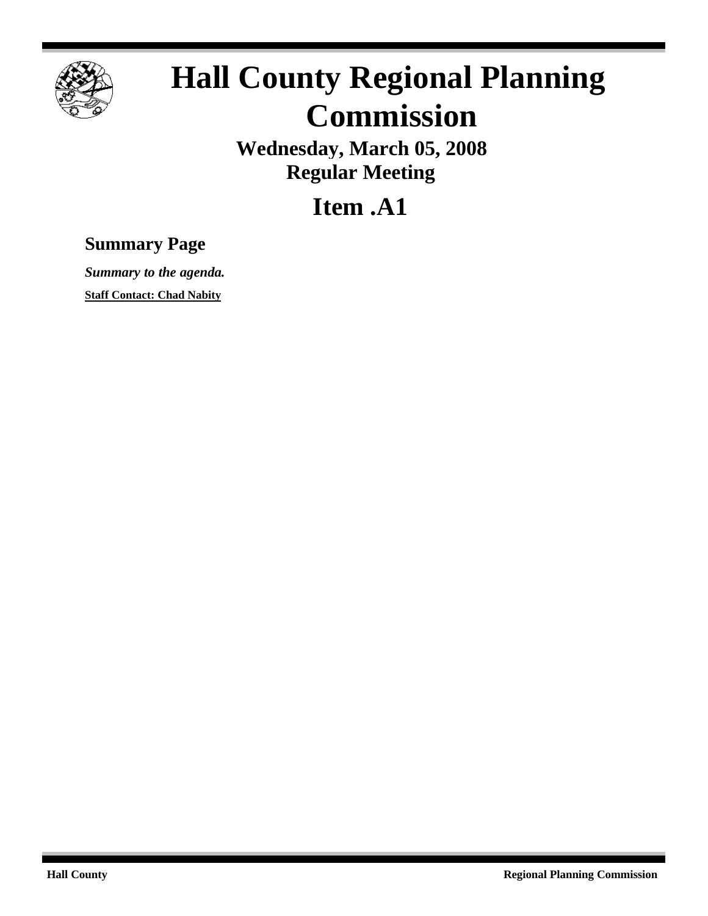# Hall County Regional Planning Commission

**Wednesday, March 05, 2008**
**Regular Meeting**

## Item .A1

### Summary Page

***Summary to the agenda.***

**Staff Contact: Chad Nabity**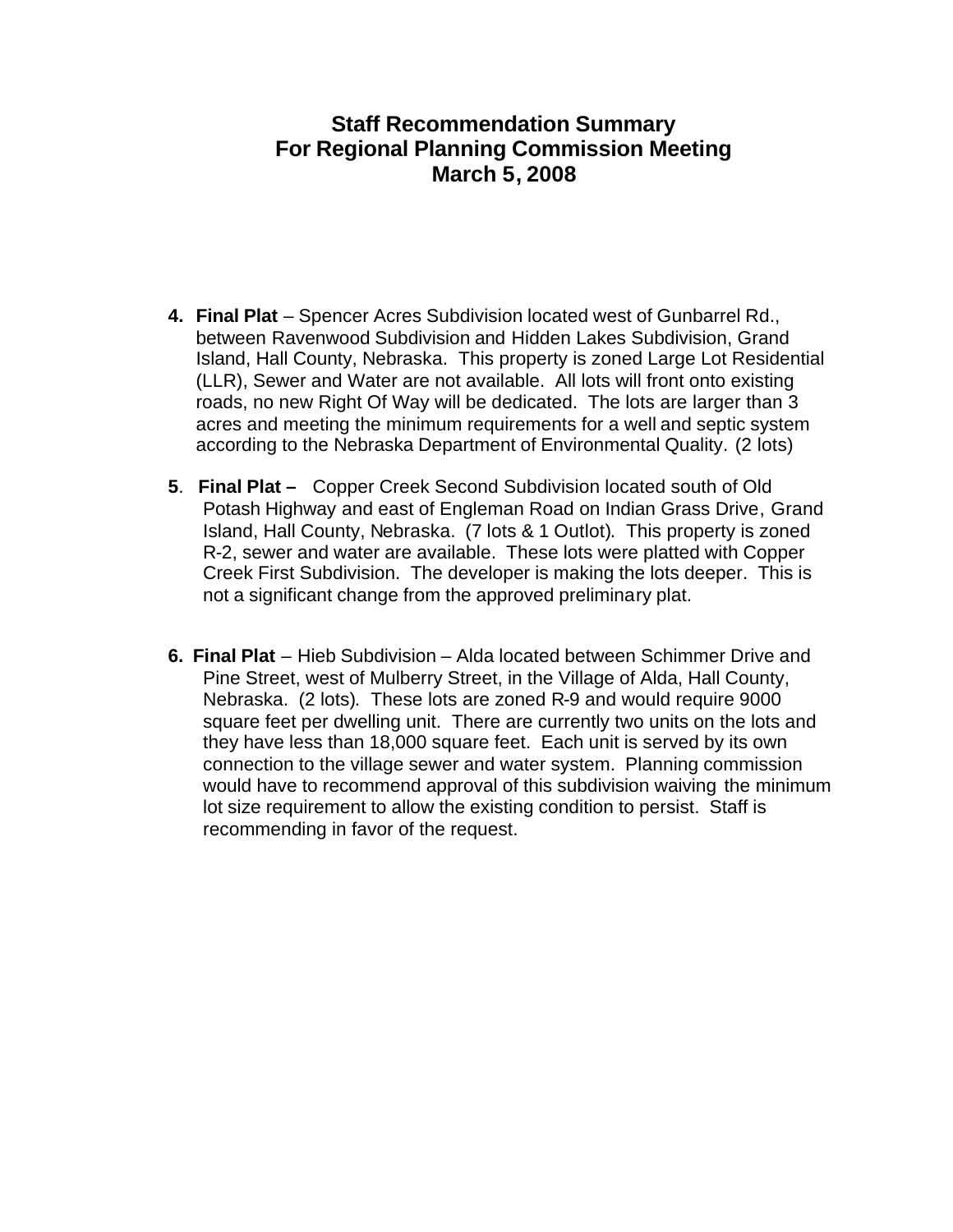# Staff Recommendation Summary
# For Regional Planning Commission Meeting
# March 5, 2008

4. **Final Plat** – Spencer Acres Subdivision located west of Gunbarrel Rd., between Ravenwood Subdivision and Hidden Lakes Subdivision, Grand Island, Hall County, Nebraska. This property is zoned Large Lot Residential (LLR), Sewer and Water are not available. All lots will front onto existing roads, no new Right Of Way will be dedicated. The lots are larger than 3 acres and meeting the minimum requirements for a well and septic system according to the Nebraska Department of Environmental Quality. (2 lots)

5. **Final Plat –** Copper Creek Second Subdivision located south of Old Potash Highway and east of Engleman Road on Indian Grass Drive, Grand Island, Hall County, Nebraska. (7 lots & 1 Outlot). This property is zoned R-2, sewer and water are available. These lots were platted with Copper Creek First Subdivision. The developer is making the lots deeper. This is not a significant change from the approved preliminary plat.

6. **Final Plat** – Hieb Subdivision – Alda located between Schimmer Drive and Pine Street, west of Mulberry Street, in the Village of Alda, Hall County, Nebraska. (2 lots). These lots are zoned R-9 and would require 9000 square feet per dwelling unit. There are currently two units on the lots and they have less than 18,000 square feet. Each unit is served by its own connection to the village sewer and water system. Planning commission would have to recommend approval of this subdivision waiving the minimum lot size requirement to allow the existing condition to persist. Staff is recommending in favor of the request.